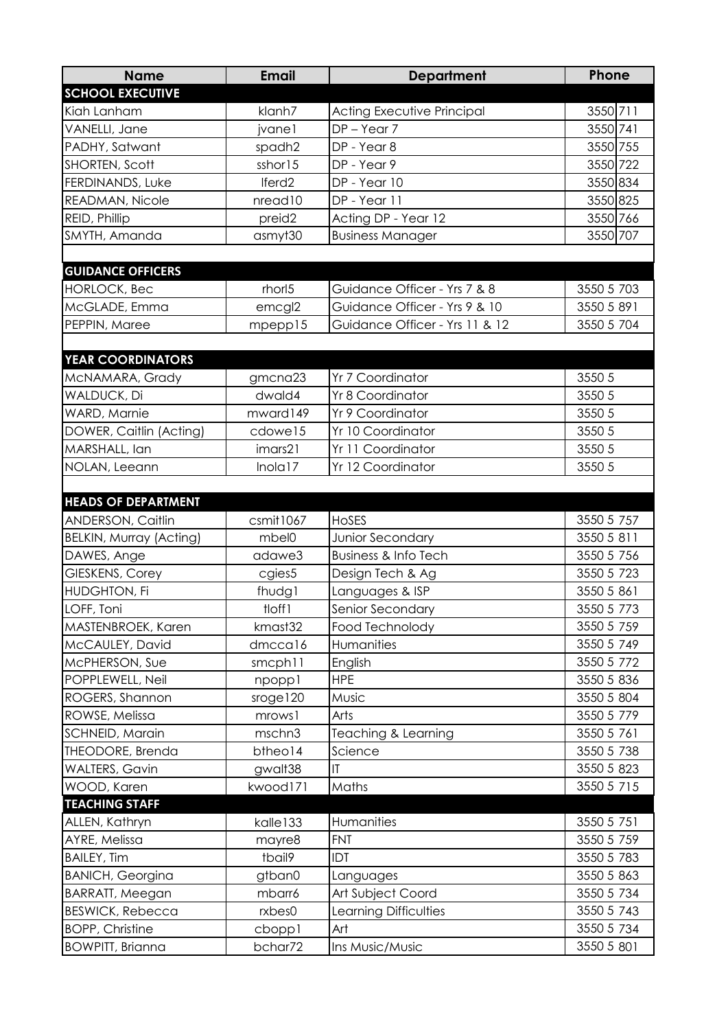| Name | Email | Department | Phone |
|---|---|---|---|
| **SCHOOL EXECUTIVE** | | | |
| Kiah Lanham | klanh7 | Acting Executive Principal | 3550 711 |
| VANELLI, Jane | jvane1 | DP – Year 7 | 3550 741 |
| PADHY, Satwant | spadh2 | DP - Year 8 | 3550 755 |
| SHORTEN, Scott | sshor15 | DP - Year 9 | 3550 722 |
| FERDINANDS, Luke | lferd2 | DP - Year 10 | 3550 834 |
| READMAN, Nicole | nread10 | DP - Year 11 | 3550 825 |
| REID, Phillip | preid2 | Acting DP - Year 12 | 3550 766 |
| SMYTH, Amanda | asmyt30 | Business Manager | 3550 707 |
| | | | |
| **GUIDANCE OFFICERS** | | | |
| HORLOCK, Bec | rhorl5 | Guidance Officer - Yrs 7 & 8 | 3550 5 703 |
| McGLADE, Emma | emcgl2 | Guidance Officer - Yrs 9 & 10 | 3550 5 891 |
| PEPPIN, Maree | mpepp15 | Guidance Officer - Yrs 11 & 12 | 3550 5 704 |
| | | | |
| **YEAR COORDINATORS** | | | |
| McNAMARA, Grady | gmcna23 | Yr 7 Coordinator | 3550 5 |
| WALDUCK, Di | dwald4 | Yr 8 Coordinator | 3550 5 |
| WARD, Marnie | mward149 | Yr 9 Coordinator | 3550 5 |
| DOWER, Caitlin (Acting) | cdowe15 | Yr 10 Coordinator | 3550 5 |
| MARSHALL, Ian | imars21 | Yr 11 Coordinator | 3550 5 |
| NOLAN, Leeann | lnola17 | Yr 12 Coordinator | 3550 5 |
| | | | |
| **HEADS OF DEPARTMENT** | | | |
| ANDERSON, Caitlin | csmit1067 | HoSES | 3550 5 757 |
| BELKIN, Murray (Acting) | mbel0 | Junior Secondary | 3550 5 811 |
| DAWES, Ange | adawe3 | Business & Info Tech | 3550 5 756 |
| GIESKENS, Corey | cgies5 | Design Tech & Ag | 3550 5 723 |
| HUDGHTON, Fi | fhudg1 | Languages & ISP | 3550 5 861 |
| LOFF, Toni | tloff1 | Senior Secondary | 3550 5 773 |
| MASTENBROEK, Karen | kmast32 | Food Technolody | 3550 5 759 |
| McCAULEY, David | dmcca16 | Humanities | 3550 5 749 |
| McPHERSON, Sue | smcph11 | English | 3550 5 772 |
| POPPLEWELL, Neil | npopp1 | HPE | 3550 5 836 |
| ROGERS, Shannon | sroge120 | Music | 3550 5 804 |
| ROWSE, Melissa | mrows1 | Arts | 3550 5 779 |
| SCHNEID, Marain | mschn3 | Teaching & Learning | 3550 5 761 |
| THEODORE, Brenda | btheo14 | Science | 3550 5 738 |
| WALTERS, Gavin | gwalt38 | IT | 3550 5 823 |
| WOOD, Karen | kwood171 | Maths | 3550 5 715 |
| **TEACHING STAFF** | | | |
| ALLEN, Kathryn | kalle133 | Humanities | 3550 5 751 |
| AYRE, Melissa | mayre8 | FNT | 3550 5 759 |
| BAILEY, Tim | tbail9 | IDT | 3550 5 783 |
| BANICH, Georgina | gtban0 | Languages | 3550 5 863 |
| BARRATT, Meegan | mbarr6 | Art Subject Coord | 3550 5 734 |
| BESWICK, Rebecca | rxbes0 | Learning Difficulties | 3550 5 743 |
| BOPP, Christine | cbopp1 | Art | 3550 5 734 |
| BOWPITT, Brianna | bchar72 | Ins Music/Music | 3550 5 801 |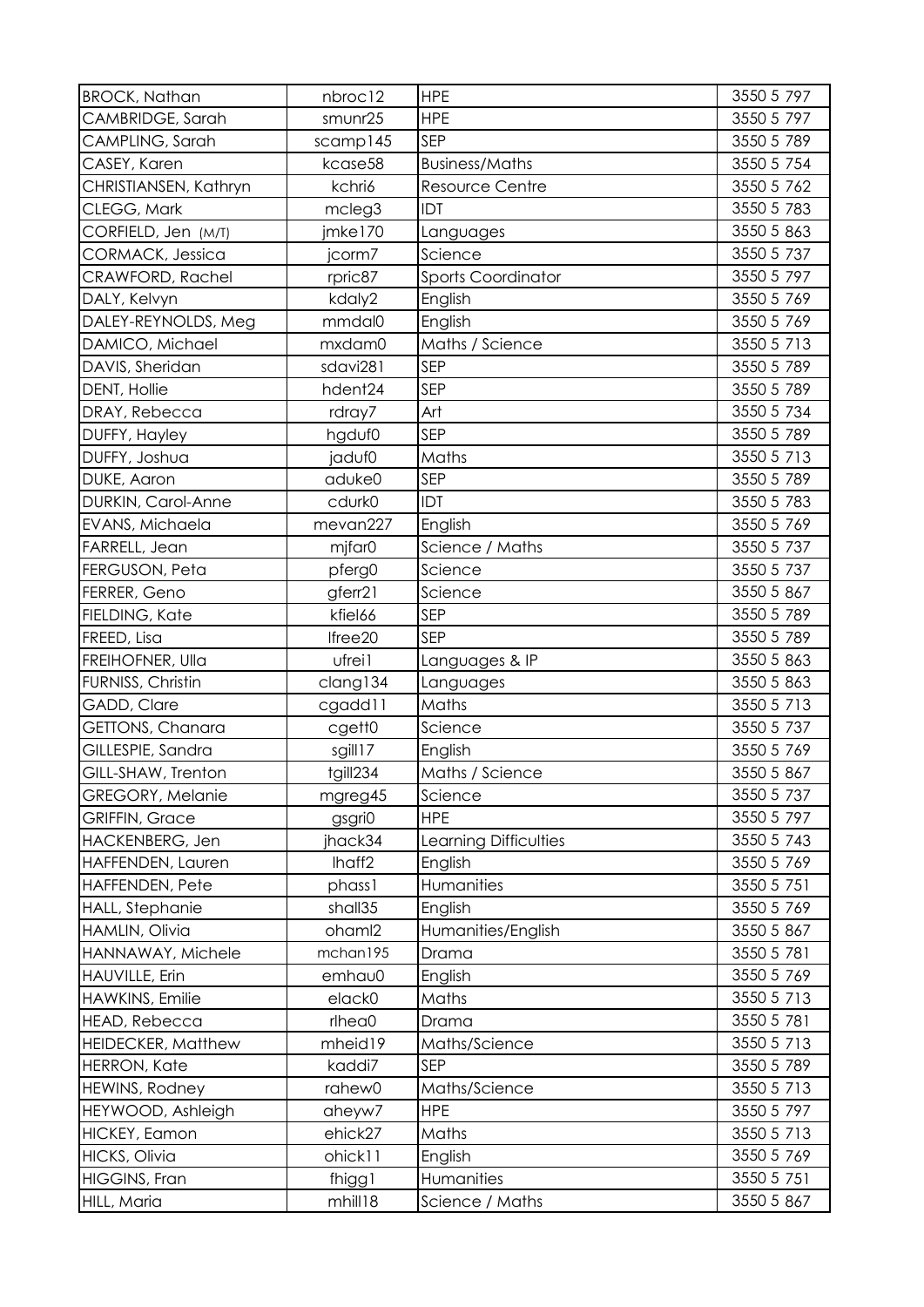| BROCK, Nathan | nbroc12 | HPE | 3550 5 797 |
|---|---|---|---|
| CAMBRIDGE, Sarah | smunr25 | HPE | 3550 5 797 |
| CAMPLING, Sarah | scamp145 | SEP | 3550 5 789 |
| CASEY, Karen | kcase58 | Business/Maths | 3550 5 754 |
| CHRISTIANSEN, Kathryn | kchri6 | Resource Centre | 3550 5 762 |
| CLEGG, Mark | mcleg3 | IDT | 3550 5 783 |
| CORFIELD, Jen (M/T) | jmke170 | Languages | 3550 5 863 |
| CORMACK, Jessica | jcorm7 | Science | 3550 5 737 |
| CRAWFORD, Rachel | rpric87 | Sports Coordinator | 3550 5 797 |
| DALY, Kelvyn | kdaly2 | English | 3550 5 769 |
| DALEY-REYNOLDS, Meg | mmdal0 | English | 3550 5 769 |
| DAMICO, Michael | mxdam0 | Maths / Science | 3550 5 713 |
| DAVIS, Sheridan | sdavi281 | SEP | 3550 5 789 |
| DENT, Hollie | hdent24 | SEP | 3550 5 789 |
| DRAY, Rebecca | rdray7 | Art | 3550 5 734 |
| DUFFY, Hayley | hgduf0 | SEP | 3550 5 789 |
| DUFFY, Joshua | jaduf0 | Maths | 3550 5 713 |
| DUKE, Aaron | aduke0 | SEP | 3550 5 789 |
| DURKIN, Carol-Anne | cdurk0 | IDT | 3550 5 783 |
| EVANS, Michaela | mevan227 | English | 3550 5 769 |
| FARRELL, Jean | mjfar0 | Science / Maths | 3550 5 737 |
| FERGUSON, Peta | pferg0 | Science | 3550 5 737 |
| FERRER, Geno | gferr21 | Science | 3550 5 867 |
| FIELDING, Kate | kfiel66 | SEP | 3550 5 789 |
| FREED, Lisa | lfree20 | SEP | 3550 5 789 |
| FREIHOFNER, Ulla | ufrei1 | Languages & IP | 3550 5 863 |
| FURNISS, Christin | clang134 | Languages | 3550 5 863 |
| GADD, Clare | cgadd11 | Maths | 3550 5 713 |
| GETTONS, Chanara | cgett0 | Science | 3550 5 737 |
| GILLESPIE, Sandra | sgill17 | English | 3550 5 769 |
| GILL-SHAW, Trenton | tgill234 | Maths / Science | 3550 5 867 |
| GREGORY, Melanie | mgreg45 | Science | 3550 5 737 |
| GRIFFIN, Grace | gsgri0 | HPE | 3550 5 797 |
| HACKENBERG, Jen | jhack34 | Learning Difficulties | 3550 5 743 |
| HAFFENDEN, Lauren | lhaff2 | English | 3550 5 769 |
| HAFFENDEN, Pete | phass1 | Humanities | 3550 5 751 |
| HALL, Stephanie | shall35 | English | 3550 5 769 |
| HAMLIN, Olivia | ohaml2 | Humanities/English | 3550 5 867 |
| HANNAWAY, Michele | mchan195 | Drama | 3550 5 781 |
| HAUVILLE, Erin | emhau0 | English | 3550 5 769 |
| HAWKINS, Emilie | elack0 | Maths | 3550 5 713 |
| HEAD, Rebecca | rlhea0 | Drama | 3550 5 781 |
| HEIDECKER, Matthew | mheid19 | Maths/Science | 3550 5 713 |
| HERRON, Kate | kaddi7 | SEP | 3550 5 789 |
| HEWINS, Rodney | rahew0 | Maths/Science | 3550 5 713 |
| HEYWOOD, Ashleigh | aheyw7 | HPE | 3550 5 797 |
| HICKEY, Eamon | ehick27 | Maths | 3550 5 713 |
| HICKS, Olivia | ohick11 | English | 3550 5 769 |
| HIGGINS, Fran | fhigg1 | Humanities | 3550 5 751 |
| HILL, Maria | mhill18 | Science / Maths | 3550 5 867 |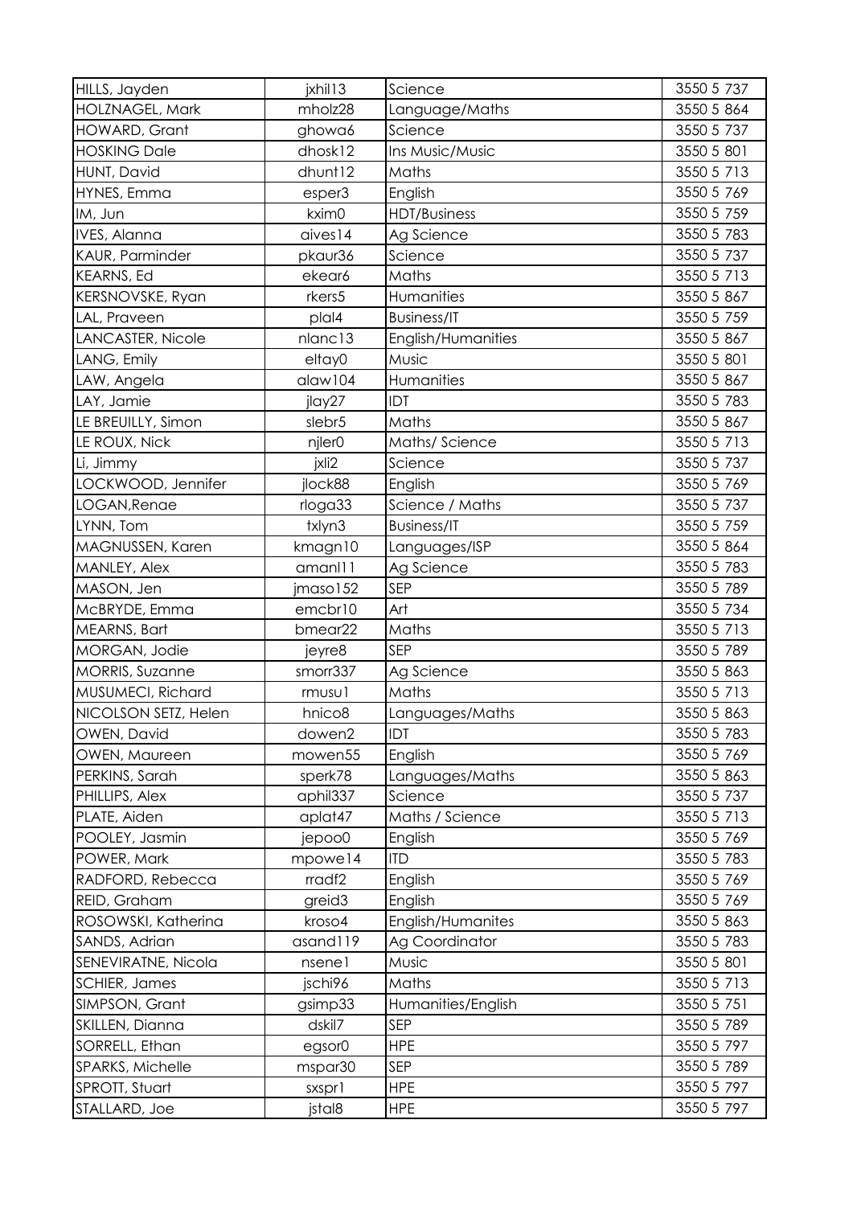| HILLS, Jayden | jxhil13 | Science | 3550 5 737 |
|---|---|---|---|
| HOLZNAGEL, Mark | mholz28 | Language/Maths | 3550 5 864 |
| HOWARD, Grant | ghowa6 | Science | 3550 5 737 |
| HOSKING Dale | dhosk12 | Ins Music/Music | 3550 5 801 |
| HUNT, David | dhunt12 | Maths | 3550 5 713 |
| HYNES, Emma | esper3 | English | 3550 5 769 |
| IM, Jun | kxim0 | HDT/Business | 3550 5 759 |
| IVES, Alanna | aives14 | Ag Science | 3550 5 783 |
| KAUR, Parminder | pkaur36 | Science | 3550 5 737 |
| KEARNS, Ed | ekear6 | Maths | 3550 5 713 |
| KERSNOVSKE, Ryan | rkers5 | Humanities | 3550 5 867 |
| LAL, Praveen | plal4 | Business/IT | 3550 5 759 |
| LANCASTER, Nicole | nlanc13 | English/Humanities | 3550 5 867 |
| LANG, Emily | eltay0 | Music | 3550 5 801 |
| LAW, Angela | alaw104 | Humanities | 3550 5 867 |
| LAY, Jamie | jlay27 | IDT | 3550 5 783 |
| LE BREUILLY, Simon | slebr5 | Maths | 3550 5 867 |
| LE ROUX, Nick | njler0 | Maths/ Science | 3550 5 713 |
| Li, Jimmy | jxli2 | Science | 3550 5 737 |
| LOCKWOOD, Jennifer | jlock88 | English | 3550 5 769 |
| LOGAN,Renae | rloga33 | Science / Maths | 3550 5 737 |
| LYNN, Tom | txlyn3 | Business/IT | 3550 5 759 |
| MAGNUSSEN, Karen | kmagn10 | Languages/ISP | 3550 5 864 |
| MANLEY, Alex | amanl11 | Ag Science | 3550 5 783 |
| MASON, Jen | jmaso152 | SEP | 3550 5 789 |
| McBRYDE, Emma | emcbr10 | Art | 3550 5 734 |
| MEARNS, Bart | bmear22 | Maths | 3550 5 713 |
| MORGAN, Jodie | jeyre8 | SEP | 3550 5 789 |
| MORRIS, Suzanne | smorr337 | Ag Science | 3550 5 863 |
| MUSUMECI, Richard | rmusu1 | Maths | 3550 5 713 |
| NICOLSON SETZ, Helen | hnico8 | Languages/Maths | 3550 5 863 |
| OWEN, David | dowen2 | IDT | 3550 5 783 |
| OWEN, Maureen | mowen55 | English | 3550 5 769 |
| PERKINS, Sarah | sperk78 | Languages/Maths | 3550 5 863 |
| PHILLIPS, Alex | aphil337 | Science | 3550 5 737 |
| PLATE, Aiden | aplat47 | Maths / Science | 3550 5 713 |
| POOLEY, Jasmin | jepoo0 | English | 3550 5 769 |
| POWER, Mark | mpowe14 | ITD | 3550 5 783 |
| RADFORD, Rebecca | rradf2 | English | 3550 5 769 |
| REID, Graham | greid3 | English | 3550 5 769 |
| ROSOWSKI, Katherina | kroso4 | English/Humanites | 3550 5 863 |
| SANDS, Adrian | asand119 | Ag Coordinator | 3550 5 783 |
| SENEVIRATNE, Nicola | nsene1 | Music | 3550 5 801 |
| SCHIER, James | jschi96 | Maths | 3550 5 713 |
| SIMPSON, Grant | gsimp33 | Humanities/English | 3550 5 751 |
| SKILLEN, Dianna | dskil7 | SEP | 3550 5 789 |
| SORRELL, Ethan | egsor0 | HPE | 3550 5 797 |
| SPARKS, Michelle | mspar30 | SEP | 3550 5 789 |
| SPROTT, Stuart | sxspr1 | HPE | 3550 5 797 |
| STALLARD, Joe | jstal8 | HPE | 3550 5 797 |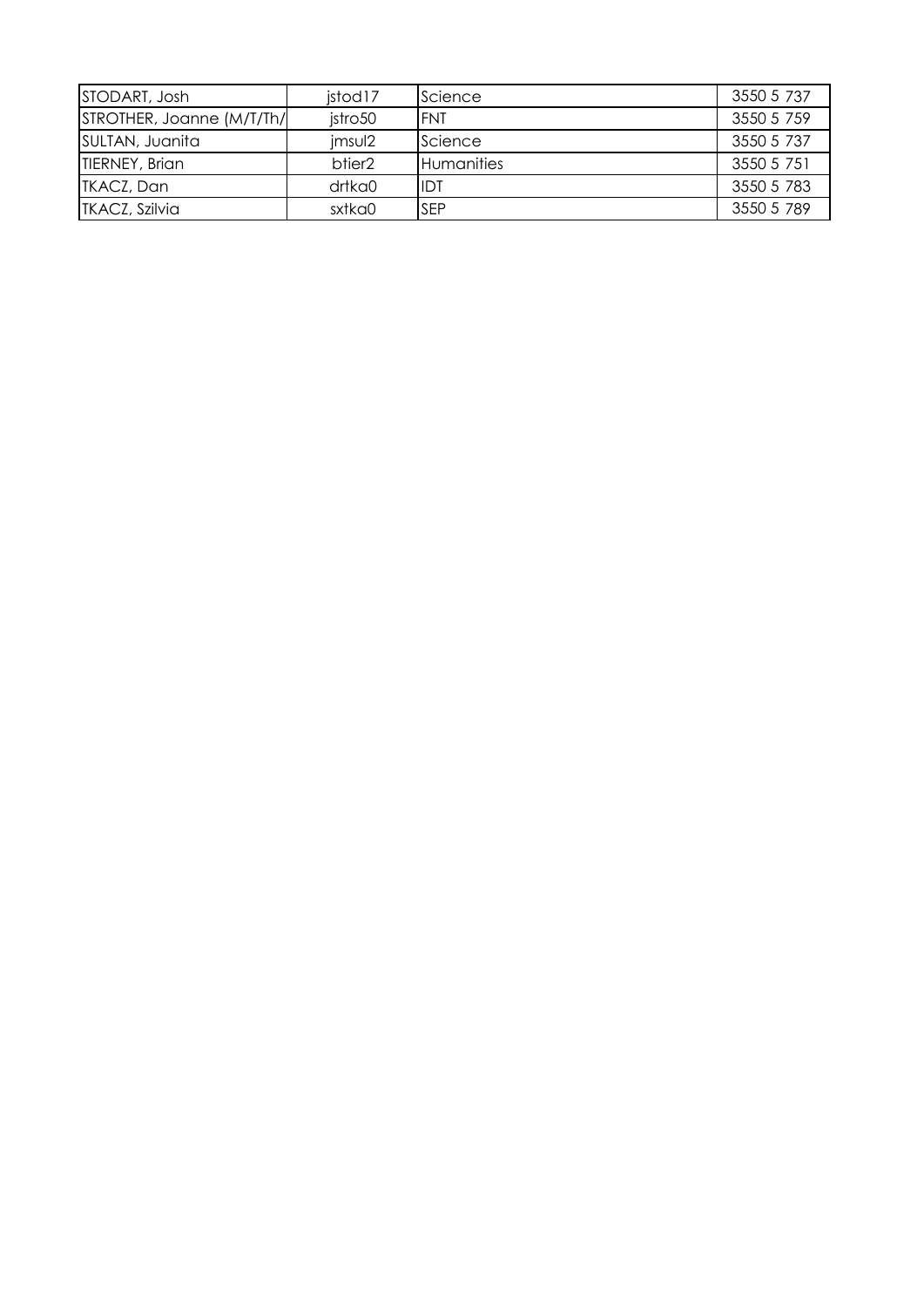| | | | |
|---|---|---|---|
| STODART, Josh | jstod17 | Science | 3550 5 737 |
| STROTHER, Joanne (M/T/Th/ | jstro50 | FNT | 3550 5 759 |
| SULTAN, Juanita | jmsul2 | Science | 3550 5 737 |
| TIERNEY, Brian | btier2 | Humanities | 3550 5 751 |
| TKACZ, Dan | drtka0 | IDT | 3550 5 783 |
| TKACZ, Szilvia | sxtka0 | SEP | 3550 5 789 |